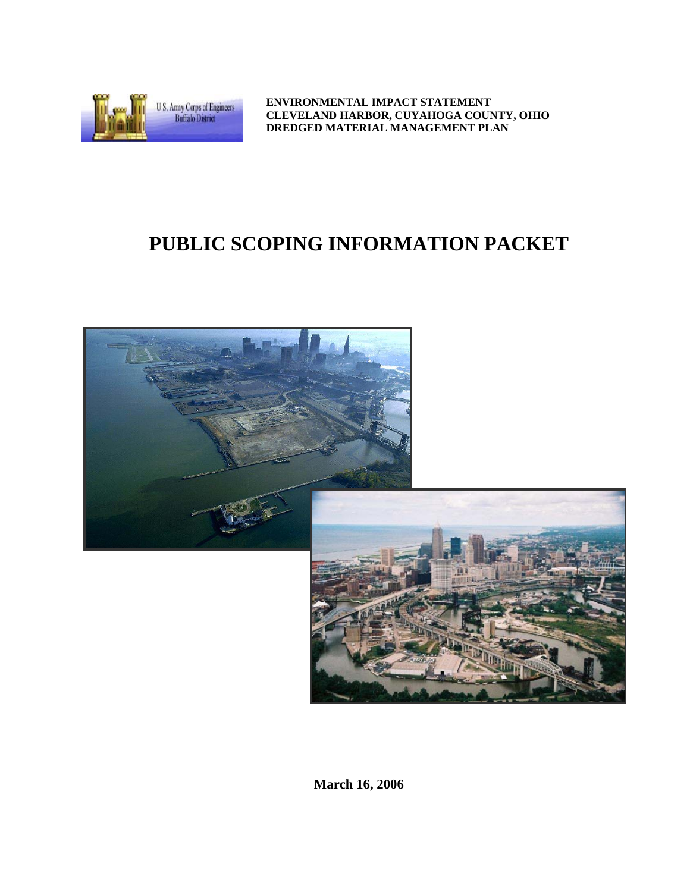U.S. Army Corps of Engineers
Buffalo District

**ENVIRONMENTAL IMPACT STATEMENT**
**CLEVELAND HARBOR, CUYAHOGA COUNTY, OHIO**
**DREDGED MATERIAL MANAGEMENT PLAN**

# PUBLIC SCOPING INFORMATION PACKET

**March 16, 2006**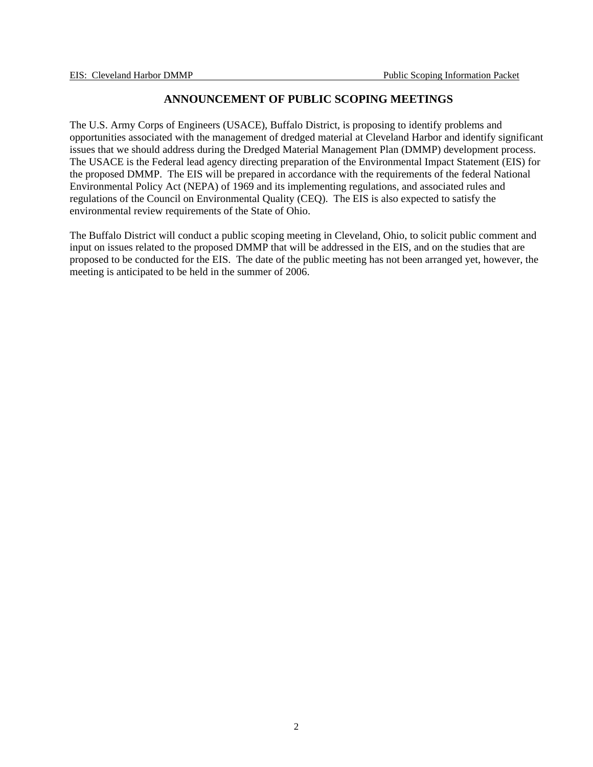## ANNOUNCEMENT OF PUBLIC SCOPING MEETINGS

The U.S. Army Corps of Engineers (USACE), Buffalo District, is proposing to identify problems and opportunities associated with the management of dredged material at Cleveland Harbor and identify significant issues that we should address during the Dredged Material Management Plan (DMMP) development process. The USACE is the Federal lead agency directing preparation of the Environmental Impact Statement (EIS) for the proposed DMMP. The EIS will be prepared in accordance with the requirements of the federal National Environmental Policy Act (NEPA) of 1969 and its implementing regulations, and associated rules and regulations of the Council on Environmental Quality (CEQ). The EIS is also expected to satisfy the environmental review requirements of the State of Ohio.

The Buffalo District will conduct a public scoping meeting in Cleveland, Ohio, to solicit public comment and input on issues related to the proposed DMMP that will be addressed in the EIS, and on the studies that are proposed to be conducted for the EIS. The date of the public meeting has not been arranged yet, however, the meeting is anticipated to be held in the summer of 2006.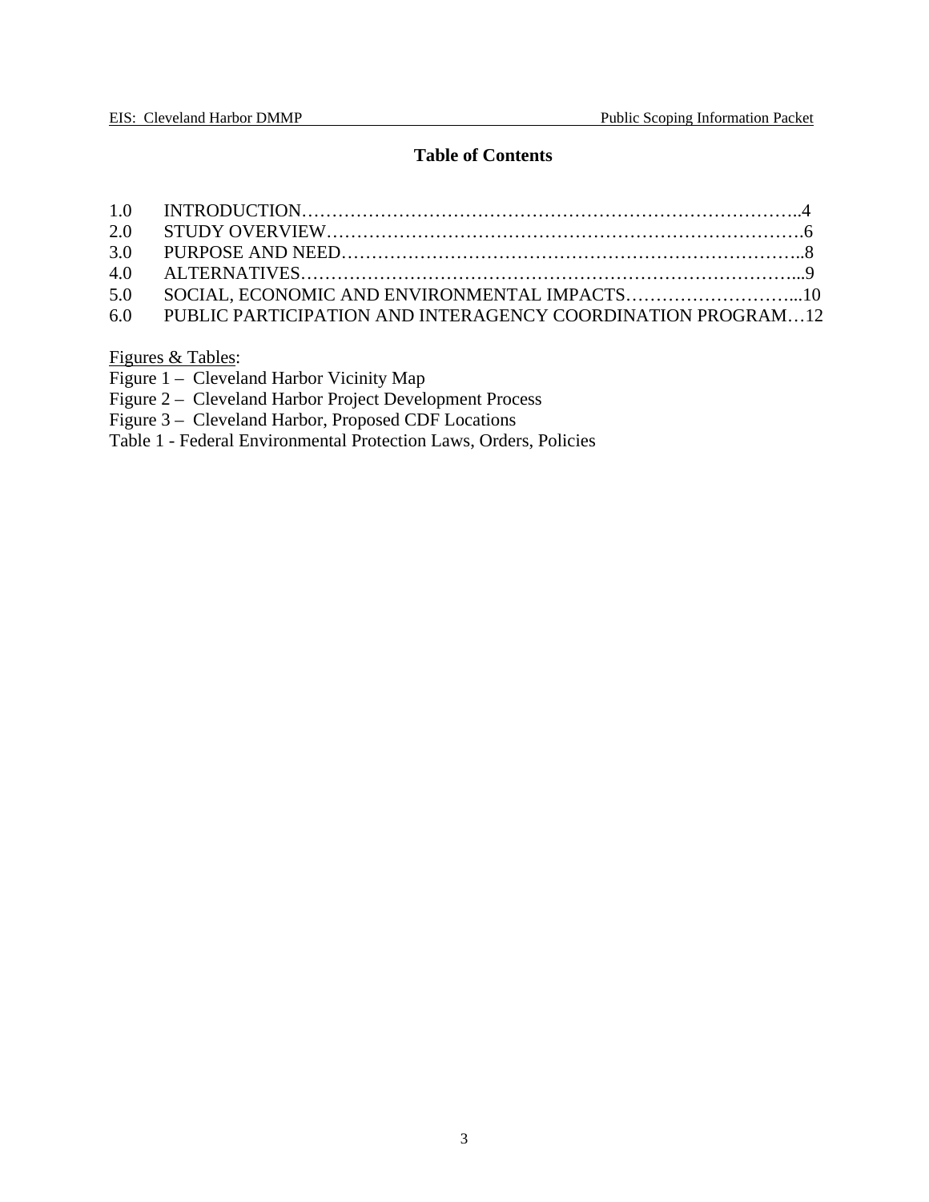## Table of Contents

1.0 INTRODUCTION……………………………………………………………………..4
2.0 STUDY OVERVIEW………………………………………………………………….6
3.0 PURPOSE AND NEED………………………………………………………………..8
4.0 ALTERNATIVES……………………………………………………………………...9
5.0 SOCIAL, ECONOMIC AND ENVIRONMENTAL IMPACTS………………………...10
6.0 PUBLIC PARTICIPATION AND INTERAGENCY COORDINATION PROGRAM…12

Figures & Tables:

Figure 1 – Cleveland Harbor Vicinity Map
Figure 2 – Cleveland Harbor Project Development Process
Figure 3 – Cleveland Harbor, Proposed CDF Locations
Table 1 - Federal Environmental Protection Laws, Orders, Policies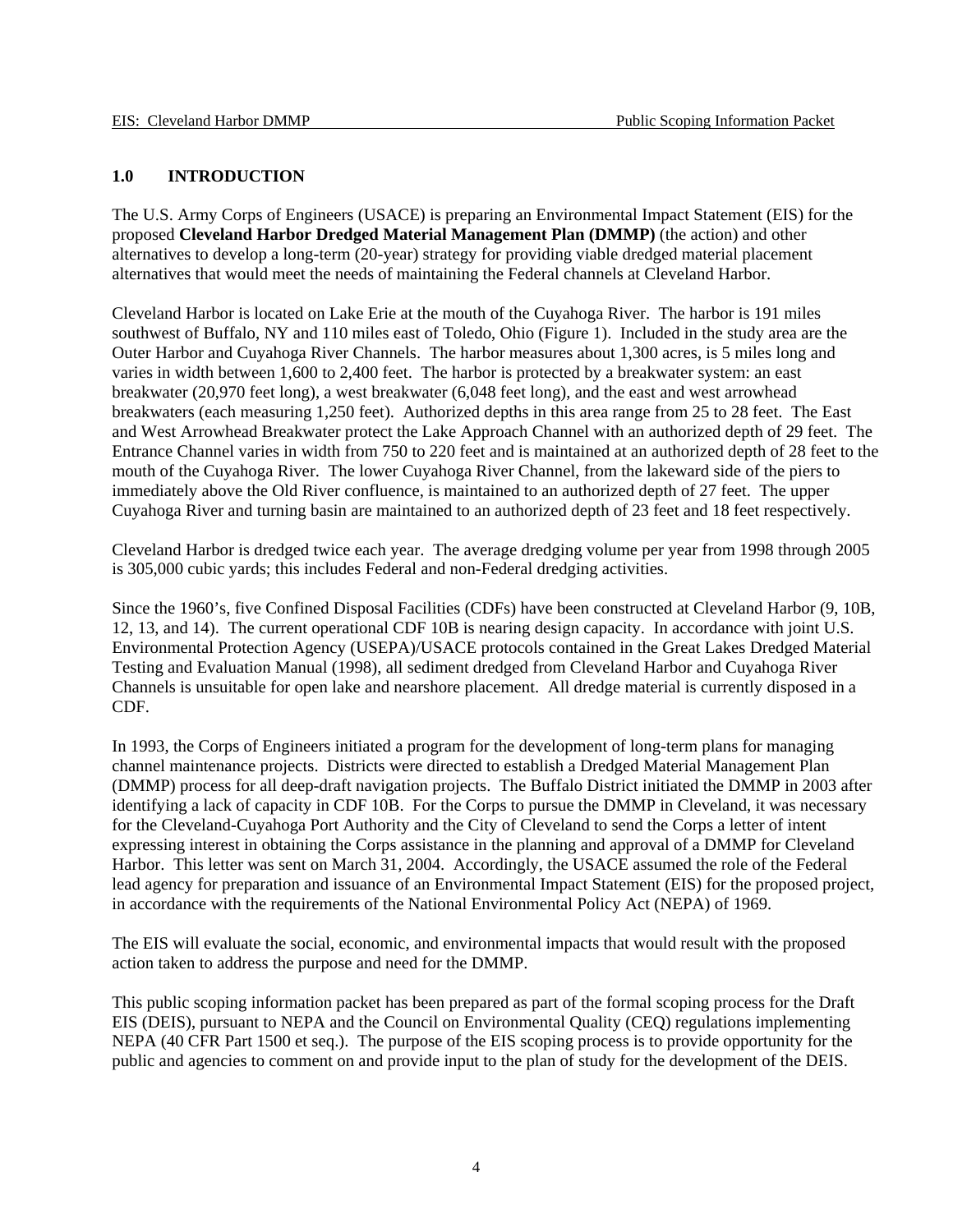# 1.0 INTRODUCTION

The U.S. Army Corps of Engineers (USACE) is preparing an Environmental Impact Statement (EIS) for the proposed **Cleveland Harbor Dredged Material Management Plan (DMMP)** (the action) and other alternatives to develop a long-term (20-year) strategy for providing viable dredged material placement alternatives that would meet the needs of maintaining the Federal channels at Cleveland Harbor.

Cleveland Harbor is located on Lake Erie at the mouth of the Cuyahoga River. The harbor is 191 miles southwest of Buffalo, NY and 110 miles east of Toledo, Ohio (Figure 1). Included in the study area are the Outer Harbor and Cuyahoga River Channels. The harbor measures about 1,300 acres, is 5 miles long and varies in width between 1,600 to 2,400 feet. The harbor is protected by a breakwater system: an east breakwater (20,970 feet long), a west breakwater (6,048 feet long), and the east and west arrowhead breakwaters (each measuring 1,250 feet). Authorized depths in this area range from 25 to 28 feet. The East and West Arrowhead Breakwater protect the Lake Approach Channel with an authorized depth of 29 feet. The Entrance Channel varies in width from 750 to 220 feet and is maintained at an authorized depth of 28 feet to the mouth of the Cuyahoga River. The lower Cuyahoga River Channel, from the lakeward side of the piers to immediately above the Old River confluence, is maintained to an authorized depth of 27 feet. The upper Cuyahoga River and turning basin are maintained to an authorized depth of 23 feet and 18 feet respectively.

Cleveland Harbor is dredged twice each year. The average dredging volume per year from 1998 through 2005 is 305,000 cubic yards; this includes Federal and non-Federal dredging activities.

Since the 1960's, five Confined Disposal Facilities (CDFs) have been constructed at Cleveland Harbor (9, 10B, 12, 13, and 14). The current operational CDF 10B is nearing design capacity. In accordance with joint U.S. Environmental Protection Agency (USEPA)/USACE protocols contained in the Great Lakes Dredged Material Testing and Evaluation Manual (1998), all sediment dredged from Cleveland Harbor and Cuyahoga River Channels is unsuitable for open lake and nearshore placement. All dredge material is currently disposed in a CDF.

In 1993, the Corps of Engineers initiated a program for the development of long-term plans for managing channel maintenance projects. Districts were directed to establish a Dredged Material Management Plan (DMMP) process for all deep-draft navigation projects. The Buffalo District initiated the DMMP in 2003 after identifying a lack of capacity in CDF 10B. For the Corps to pursue the DMMP in Cleveland, it was necessary for the Cleveland-Cuyahoga Port Authority and the City of Cleveland to send the Corps a letter of intent expressing interest in obtaining the Corps assistance in the planning and approval of a DMMP for Cleveland Harbor. This letter was sent on March 31, 2004. Accordingly, the USACE assumed the role of the Federal lead agency for preparation and issuance of an Environmental Impact Statement (EIS) for the proposed project, in accordance with the requirements of the National Environmental Policy Act (NEPA) of 1969.

The EIS will evaluate the social, economic, and environmental impacts that would result with the proposed action taken to address the purpose and need for the DMMP.

This public scoping information packet has been prepared as part of the formal scoping process for the Draft EIS (DEIS), pursuant to NEPA and the Council on Environmental Quality (CEQ) regulations implementing NEPA (40 CFR Part 1500 et seq.). The purpose of the EIS scoping process is to provide opportunity for the public and agencies to comment on and provide input to the plan of study for the development of the DEIS.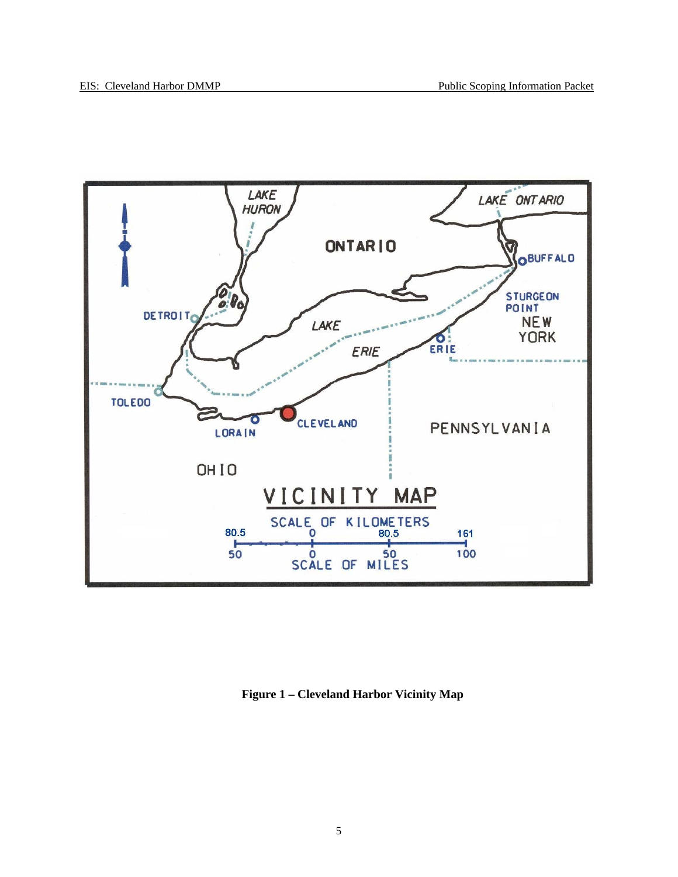**Figure 1 – Cleveland Harbor Vicinity Map**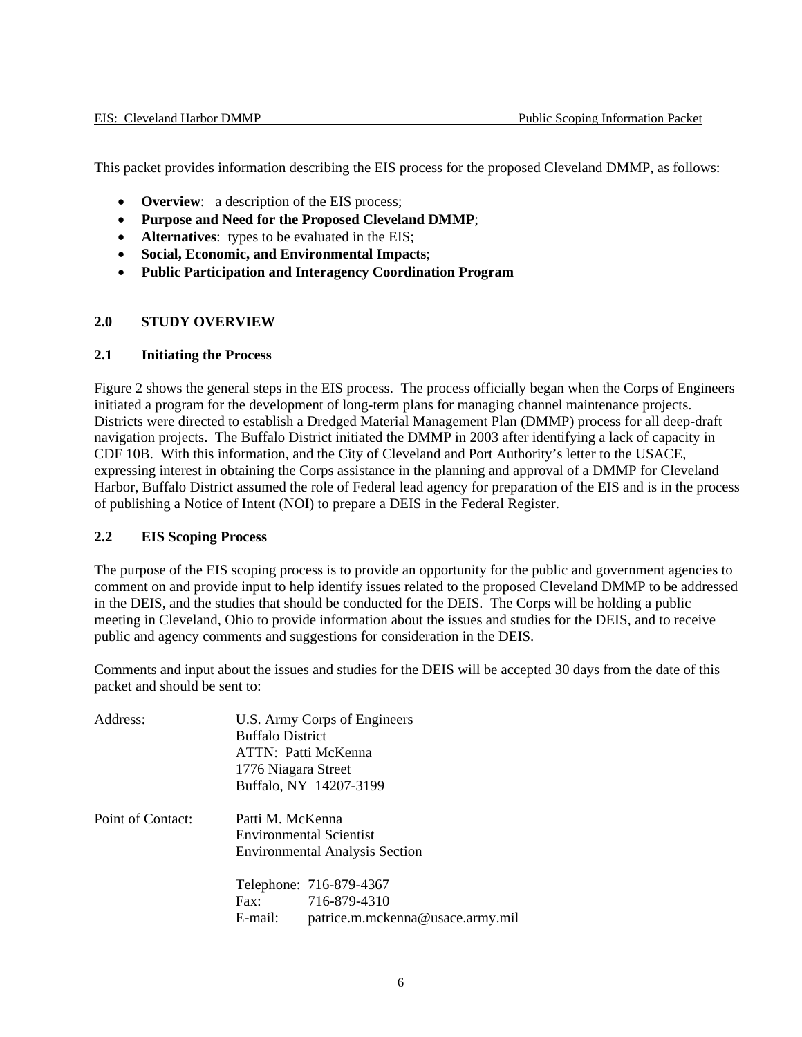This packet provides information describing the EIS process for the proposed Cleveland DMMP, as follows:

- **Overview**: a description of the EIS process;
- **Purpose and Need for the Proposed Cleveland DMMP**;
- **Alternatives**: types to be evaluated in the EIS;
- **Social, Economic, and Environmental Impacts**;
- **Public Participation and Interagency Coordination Program**

## 2.0 STUDY OVERVIEW

### 2.1 Initiating the Process

Figure 2 shows the general steps in the EIS process. The process officially began when the Corps of Engineers initiated a program for the development of long-term plans for managing channel maintenance projects. Districts were directed to establish a Dredged Material Management Plan (DMMP) process for all deep-draft navigation projects. The Buffalo District initiated the DMMP in 2003 after identifying a lack of capacity in CDF 10B. With this information, and the City of Cleveland and Port Authority's letter to the USACE, expressing interest in obtaining the Corps assistance in the planning and approval of a DMMP for Cleveland Harbor, Buffalo District assumed the role of Federal lead agency for preparation of the EIS and is in the process of publishing a Notice of Intent (NOI) to prepare a DEIS in the Federal Register.

### 2.2 EIS Scoping Process

The purpose of the EIS scoping process is to provide an opportunity for the public and government agencies to comment on and provide input to help identify issues related to the proposed Cleveland DMMP to be addressed in the DEIS, and the studies that should be conducted for the DEIS. The Corps will be holding a public meeting in Cleveland, Ohio to provide information about the issues and studies for the DEIS, and to receive public and agency comments and suggestions for consideration in the DEIS.

Comments and input about the issues and studies for the DEIS will be accepted 30 days from the date of this packet and should be sent to:

Address:
U.S. Army Corps of Engineers
Buffalo District
ATTN: Patti McKenna
1776 Niagara Street
Buffalo, NY 14207-3199

Point of Contact:
Patti M. McKenna
Environmental Scientist
Environmental Analysis Section

Telephone: 716-879-4367
Fax: 716-879-4310
E-mail: patrice.m.mckenna@usace.army.mil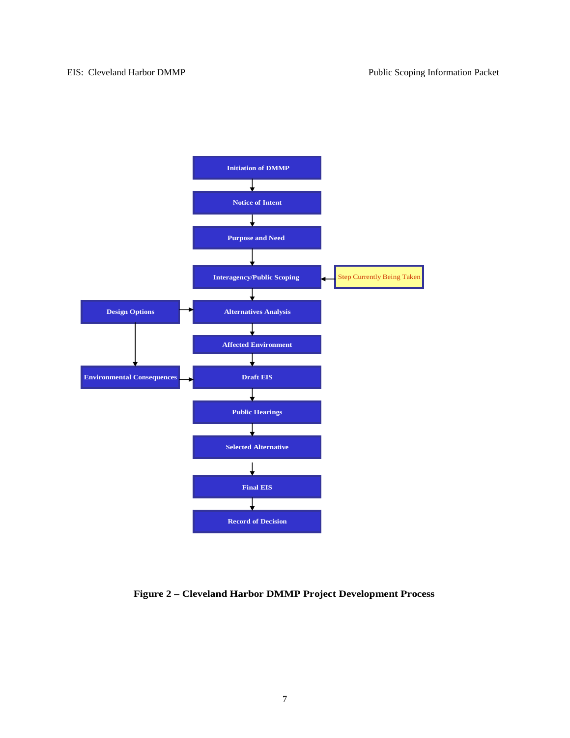Initiation of DMMP

Notice of Intent

Purpose and Need

Interagency/Public Scoping ← Step Currently Being Taken

Design Options → Alternatives Analysis

Affected Environment

Environmental Consequences → Draft EIS

Public Hearings

Selected Alternative

Final EIS

Record of Decision

**Figure 2 – Cleveland Harbor DMMP Project Development Process**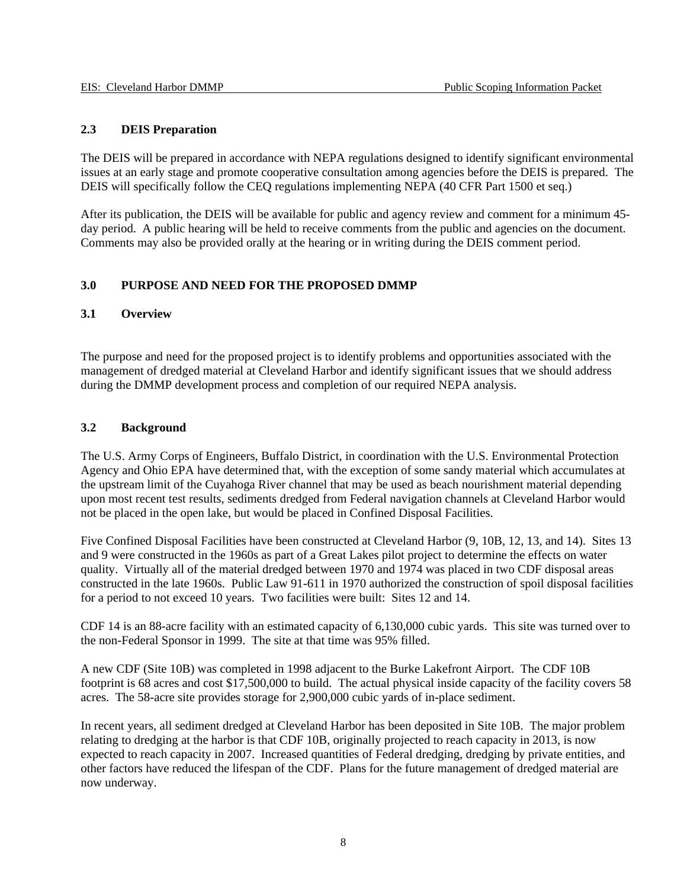### 2.3 DEIS Preparation

The DEIS will be prepared in accordance with NEPA regulations designed to identify significant environmental issues at an early stage and promote cooperative consultation among agencies before the DEIS is prepared. The DEIS will specifically follow the CEQ regulations implementing NEPA (40 CFR Part 1500 et seq.)

After its publication, the DEIS will be available for public and agency review and comment for a minimum 45-day period. A public hearing will be held to receive comments from the public and agencies on the document. Comments may also be provided orally at the hearing or in writing during the DEIS comment period.

## 3.0 PURPOSE AND NEED FOR THE PROPOSED DMMP

### 3.1 Overview

The purpose and need for the proposed project is to identify problems and opportunities associated with the management of dredged material at Cleveland Harbor and identify significant issues that we should address during the DMMP development process and completion of our required NEPA analysis.

### 3.2 Background

The U.S. Army Corps of Engineers, Buffalo District, in coordination with the U.S. Environmental Protection Agency and Ohio EPA have determined that, with the exception of some sandy material which accumulates at the upstream limit of the Cuyahoga River channel that may be used as beach nourishment material depending upon most recent test results, sediments dredged from Federal navigation channels at Cleveland Harbor would not be placed in the open lake, but would be placed in Confined Disposal Facilities.

Five Confined Disposal Facilities have been constructed at Cleveland Harbor (9, 10B, 12, 13, and 14). Sites 13 and 9 were constructed in the 1960s as part of a Great Lakes pilot project to determine the effects on water quality. Virtually all of the material dredged between 1970 and 1974 was placed in two CDF disposal areas constructed in the late 1960s. Public Law 91-611 in 1970 authorized the construction of spoil disposal facilities for a period to not exceed 10 years. Two facilities were built: Sites 12 and 14.

CDF 14 is an 88-acre facility with an estimated capacity of 6,130,000 cubic yards. This site was turned over to the non-Federal Sponsor in 1999. The site at that time was 95% filled.

A new CDF (Site 10B) was completed in 1998 adjacent to the Burke Lakefront Airport. The CDF 10B footprint is 68 acres and cost $17,500,000 to build. The actual physical inside capacity of the facility covers 58 acres. The 58-acre site provides storage for 2,900,000 cubic yards of in-place sediment.

In recent years, all sediment dredged at Cleveland Harbor has been deposited in Site 10B. The major problem relating to dredging at the harbor is that CDF 10B, originally projected to reach capacity in 2013, is now expected to reach capacity in 2007. Increased quantities of Federal dredging, dredging by private entities, and other factors have reduced the lifespan of the CDF. Plans for the future management of dredged material are now underway.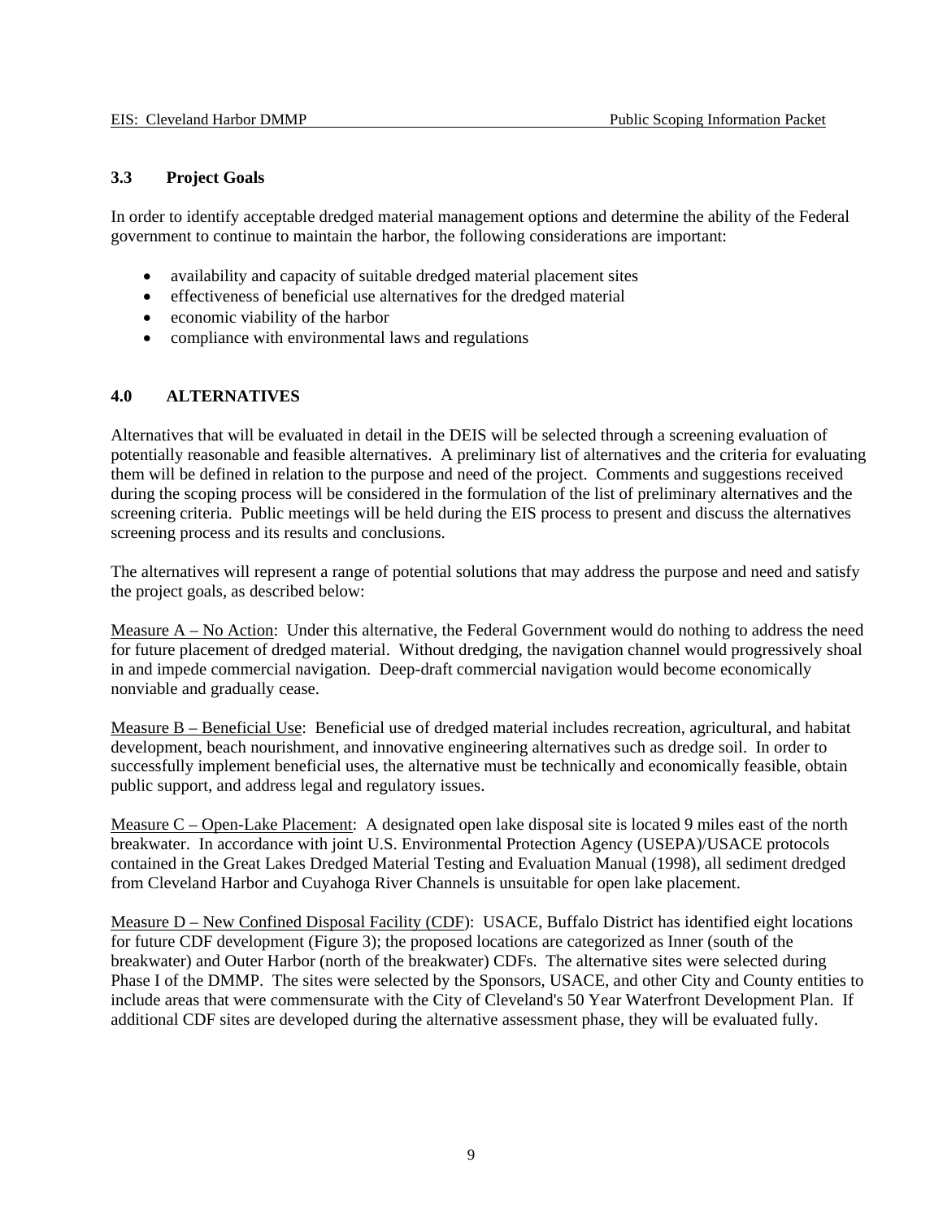### 3.3 Project Goals

In order to identify acceptable dredged material management options and determine the ability of the Federal government to continue to maintain the harbor, the following considerations are important:

- availability and capacity of suitable dredged material placement sites
- effectiveness of beneficial use alternatives for the dredged material
- economic viability of the harbor
- compliance with environmental laws and regulations

## 4.0 ALTERNATIVES

Alternatives that will be evaluated in detail in the DEIS will be selected through a screening evaluation of potentially reasonable and feasible alternatives. A preliminary list of alternatives and the criteria for evaluating them will be defined in relation to the purpose and need of the project. Comments and suggestions received during the scoping process will be considered in the formulation of the list of preliminary alternatives and the screening criteria. Public meetings will be held during the EIS process to present and discuss the alternatives screening process and its results and conclusions.

The alternatives will represent a range of potential solutions that may address the purpose and need and satisfy the project goals, as described below:

Measure A – No Action: Under this alternative, the Federal Government would do nothing to address the need for future placement of dredged material. Without dredging, the navigation channel would progressively shoal in and impede commercial navigation. Deep-draft commercial navigation would become economically nonviable and gradually cease.

Measure B – Beneficial Use: Beneficial use of dredged material includes recreation, agricultural, and habitat development, beach nourishment, and innovative engineering alternatives such as dredge soil. In order to successfully implement beneficial uses, the alternative must be technically and economically feasible, obtain public support, and address legal and regulatory issues.

Measure C – Open-Lake Placement: A designated open lake disposal site is located 9 miles east of the north breakwater. In accordance with joint U.S. Environmental Protection Agency (USEPA)/USACE protocols contained in the Great Lakes Dredged Material Testing and Evaluation Manual (1998), all sediment dredged from Cleveland Harbor and Cuyahoga River Channels is unsuitable for open lake placement.

Measure D – New Confined Disposal Facility (CDF): USACE, Buffalo District has identified eight locations for future CDF development (Figure 3); the proposed locations are categorized as Inner (south of the breakwater) and Outer Harbor (north of the breakwater) CDFs. The alternative sites were selected during Phase I of the DMMP. The sites were selected by the Sponsors, USACE, and other City and County entities to include areas that were commensurate with the City of Cleveland's 50 Year Waterfront Development Plan. If additional CDF sites are developed during the alternative assessment phase, they will be evaluated fully.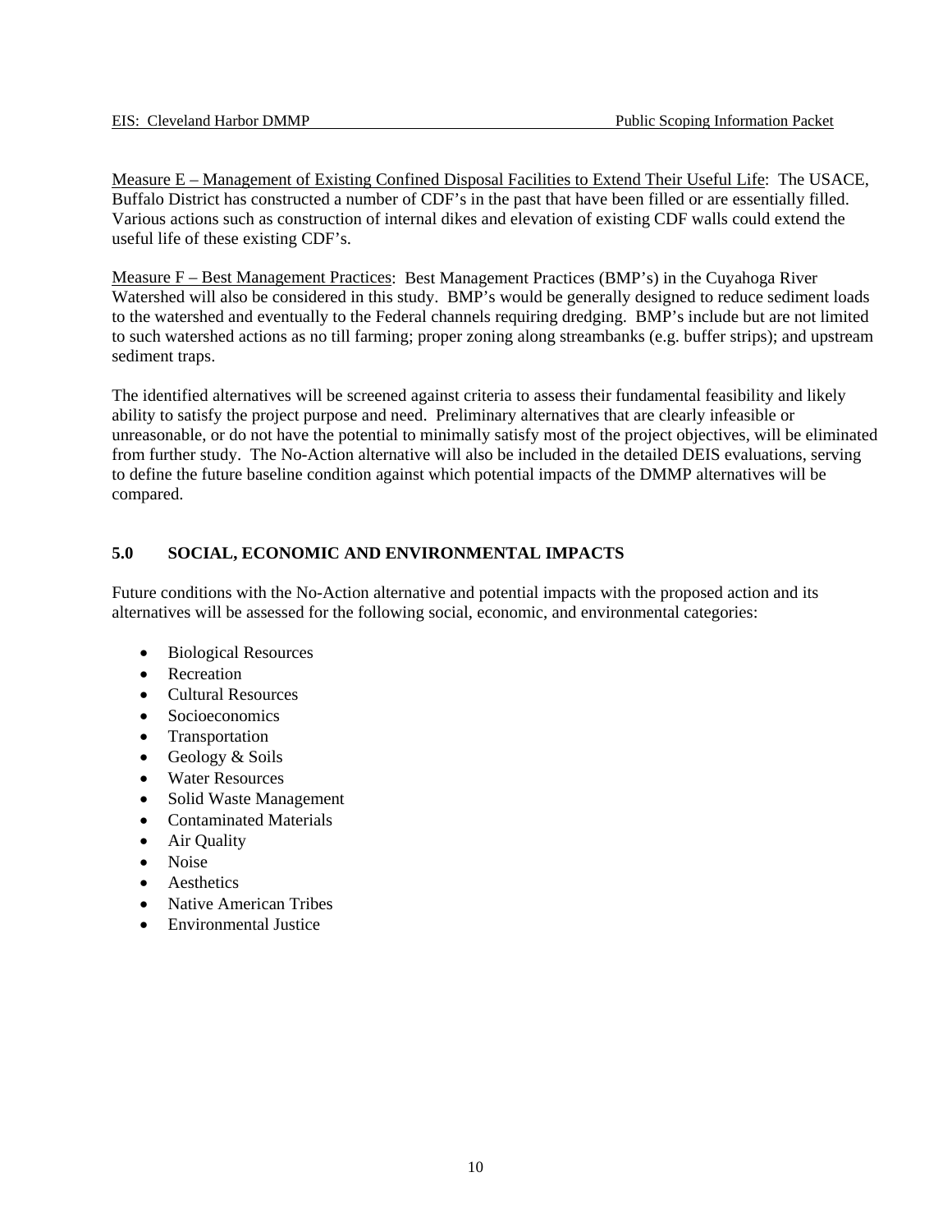Measure E – Management of Existing Confined Disposal Facilities to Extend Their Useful Life: The USACE, Buffalo District has constructed a number of CDF's in the past that have been filled or are essentially filled. Various actions such as construction of internal dikes and elevation of existing CDF walls could extend the useful life of these existing CDF's.

Measure F – Best Management Practices: Best Management Practices (BMP's) in the Cuyahoga River Watershed will also be considered in this study. BMP's would be generally designed to reduce sediment loads to the watershed and eventually to the Federal channels requiring dredging. BMP's include but are not limited to such watershed actions as no till farming; proper zoning along streambanks (e.g. buffer strips); and upstream sediment traps.

The identified alternatives will be screened against criteria to assess their fundamental feasibility and likely ability to satisfy the project purpose and need. Preliminary alternatives that are clearly infeasible or unreasonable, or do not have the potential to minimally satisfy most of the project objectives, will be eliminated from further study. The No-Action alternative will also be included in the detailed DEIS evaluations, serving to define the future baseline condition against which potential impacts of the DMMP alternatives will be compared.

## 5.0 SOCIAL, ECONOMIC AND ENVIRONMENTAL IMPACTS

Future conditions with the No-Action alternative and potential impacts with the proposed action and its alternatives will be assessed for the following social, economic, and environmental categories:

- Biological Resources
- Recreation
- Cultural Resources
- Socioeconomics
- Transportation
- Geology & Soils
- Water Resources
- Solid Waste Management
- Contaminated Materials
- Air Quality
- Noise
- Aesthetics
- Native American Tribes
- Environmental Justice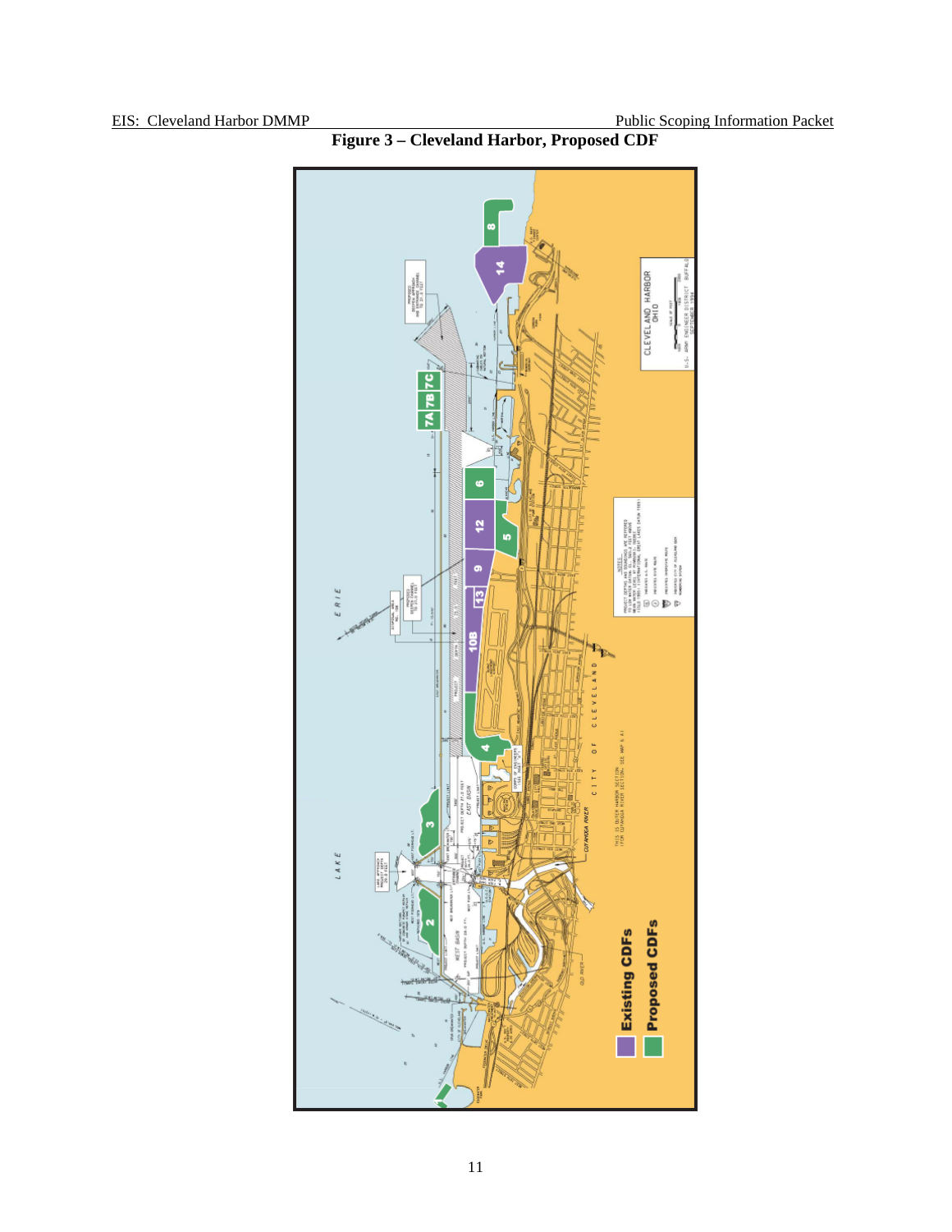**Figure 3 – Cleveland Harbor, Proposed CDF**

Existing CDFs

Proposed CDFs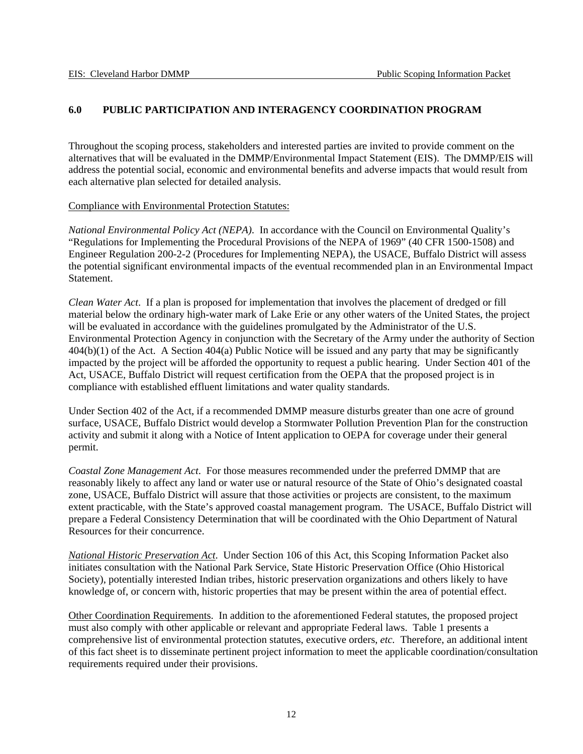## 6.0 PUBLIC PARTICIPATION AND INTERAGENCY COORDINATION PROGRAM

Throughout the scoping process, stakeholders and interested parties are invited to provide comment on the alternatives that will be evaluated in the DMMP/Environmental Impact Statement (EIS). The DMMP/EIS will address the potential social, economic and environmental benefits and adverse impacts that would result from each alternative plan selected for detailed analysis.

<u>Compliance with Environmental Protection Statutes:</u>

*National Environmental Policy Act (NEPA)*. In accordance with the Council on Environmental Quality's "Regulations for Implementing the Procedural Provisions of the NEPA of 1969" (40 CFR 1500-1508) and Engineer Regulation 200-2-2 (Procedures for Implementing NEPA), the USACE, Buffalo District will assess the potential significant environmental impacts of the eventual recommended plan in an Environmental Impact Statement.

*Clean Water Act*. If a plan is proposed for implementation that involves the placement of dredged or fill material below the ordinary high-water mark of Lake Erie or any other waters of the United States, the project will be evaluated in accordance with the guidelines promulgated by the Administrator of the U.S. Environmental Protection Agency in conjunction with the Secretary of the Army under the authority of Section 404(b)(1) of the Act. A Section 404(a) Public Notice will be issued and any party that may be significantly impacted by the project will be afforded the opportunity to request a public hearing. Under Section 401 of the Act, USACE, Buffalo District will request certification from the OEPA that the proposed project is in compliance with established effluent limitations and water quality standards.

Under Section 402 of the Act, if a recommended DMMP measure disturbs greater than one acre of ground surface, USACE, Buffalo District would develop a Stormwater Pollution Prevention Plan for the construction activity and submit it along with a Notice of Intent application to OEPA for coverage under their general permit.

*Coastal Zone Management Act*. For those measures recommended under the preferred DMMP that are reasonably likely to affect any land or water use or natural resource of the State of Ohio's designated coastal zone, USACE, Buffalo District will assure that those activities or projects are consistent, to the maximum extent practicable, with the State's approved coastal management program. The USACE, Buffalo District will prepare a Federal Consistency Determination that will be coordinated with the Ohio Department of Natural Resources for their concurrence.

<u>*National Historic Preservation Act*</u>. Under Section 106 of this Act, this Scoping Information Packet also initiates consultation with the National Park Service, State Historic Preservation Office (Ohio Historical Society), potentially interested Indian tribes, historic preservation organizations and others likely to have knowledge of, or concern with, historic properties that may be present within the area of potential effect.

<u>Other Coordination Requirements</u>. In addition to the aforementioned Federal statutes, the proposed project must also comply with other applicable or relevant and appropriate Federal laws. Table 1 presents a comprehensive list of environmental protection statutes, executive orders, *etc.* Therefore, an additional intent of this fact sheet is to disseminate pertinent project information to meet the applicable coordination/consultation requirements required under their provisions.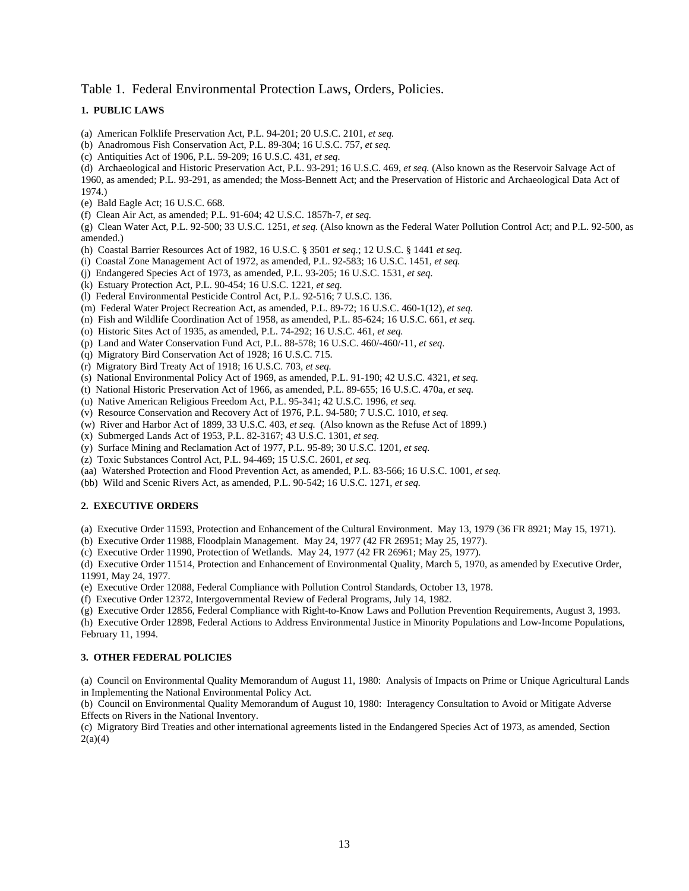## Table 1. Federal Environmental Protection Laws, Orders, Policies.

**1. PUBLIC LAWS**

(a) American Folklife Preservation Act, P.L. 94-201; 20 U.S.C. 2101, *et seq.*
(b) Anadromous Fish Conservation Act, P.L. 89-304; 16 U.S.C. 757, *et seq.*
(c) Antiquities Act of 1906, P.L. 59-209; 16 U.S.C. 431, *et seq.*
(d) Archaeological and Historic Preservation Act, P.L. 93-291; 16 U.S.C. 469, *et seq.* (Also known as the Reservoir Salvage Act of 1960, as amended; P.L. 93-291, as amended; the Moss-Bennett Act; and the Preservation of Historic and Archaeological Data Act of 1974.)
(e) Bald Eagle Act; 16 U.S.C. 668.
(f) Clean Air Act, as amended; P.L. 91-604; 42 U.S.C. 1857h-7, *et seq.*
(g) Clean Water Act, P.L. 92-500; 33 U.S.C. 1251, *et seq.* (Also known as the Federal Water Pollution Control Act; and P.L. 92-500, as amended.)
(h) Coastal Barrier Resources Act of 1982, 16 U.S.C. § 3501 *et seq.*; 12 U.S.C. § 1441 *et seq.*
(i) Coastal Zone Management Act of 1972, as amended, P.L. 92-583; 16 U.S.C. 1451, *et seq.*
(j) Endangered Species Act of 1973, as amended, P.L. 93-205; 16 U.S.C. 1531, *et seq.*
(k) Estuary Protection Act, P.L. 90-454; 16 U.S.C. 1221, *et seq.*
(l) Federal Environmental Pesticide Control Act, P.L. 92-516; 7 U.S.C. 136.
(m) Federal Water Project Recreation Act, as amended, P.L. 89-72; 16 U.S.C. 460-1(12), *et seq.*
(n) Fish and Wildlife Coordination Act of 1958, as amended, P.L. 85-624; 16 U.S.C. 661, *et seq.*
(o) Historic Sites Act of 1935, as amended, P.L. 74-292; 16 U.S.C. 461, *et seq.*
(p) Land and Water Conservation Fund Act, P.L. 88-578; 16 U.S.C. 460/-460/-11, *et seq.*
(q) Migratory Bird Conservation Act of 1928; 16 U.S.C. 715.
(r) Migratory Bird Treaty Act of 1918; 16 U.S.C. 703, *et seq.*
(s) National Environmental Policy Act of 1969, as amended, P.L. 91-190; 42 U.S.C. 4321, *et seq.*
(t) National Historic Preservation Act of 1966, as amended, P.L. 89-655; 16 U.S.C. 470a, *et seq.*
(u) Native American Religious Freedom Act, P.L. 95-341; 42 U.S.C. 1996, *et seq.*
(v) Resource Conservation and Recovery Act of 1976, P.L. 94-580; 7 U.S.C. 1010, *et seq.*
(w) River and Harbor Act of 1899, 33 U.S.C. 403, *et seq.* (Also known as the Refuse Act of 1899.)
(x) Submerged Lands Act of 1953, P.L. 82-3167; 43 U.S.C. 1301, *et seq.*
(y) Surface Mining and Reclamation Act of 1977, P.L. 95-89; 30 U.S.C. 1201, *et seq.*
(z) Toxic Substances Control Act, P.L. 94-469; 15 U.S.C. 2601, *et seq.*
(aa) Watershed Protection and Flood Prevention Act, as amended, P.L. 83-566; 16 U.S.C. 1001, *et seq.*
(bb) Wild and Scenic Rivers Act, as amended, P.L. 90-542; 16 U.S.C. 1271, *et seq.*

**2. EXECUTIVE ORDERS**

(a) Executive Order 11593, Protection and Enhancement of the Cultural Environment. May 13, 1979 (36 FR 8921; May 15, 1971).
(b) Executive Order 11988, Floodplain Management. May 24, 1977 (42 FR 26951; May 25, 1977).
(c) Executive Order 11990, Protection of Wetlands. May 24, 1977 (42 FR 26961; May 25, 1977).
(d) Executive Order 11514, Protection and Enhancement of Environmental Quality, March 5, 1970, as amended by Executive Order, 11991, May 24, 1977.
(e) Executive Order 12088, Federal Compliance with Pollution Control Standards, October 13, 1978.
(f) Executive Order 12372, Intergovernmental Review of Federal Programs, July 14, 1982.
(g) Executive Order 12856, Federal Compliance with Right-to-Know Laws and Pollution Prevention Requirements, August 3, 1993.
(h) Executive Order 12898, Federal Actions to Address Environmental Justice in Minority Populations and Low-Income Populations, February 11, 1994.

**3. OTHER FEDERAL POLICIES**

(a) Council on Environmental Quality Memorandum of August 11, 1980: Analysis of Impacts on Prime or Unique Agricultural Lands in Implementing the National Environmental Policy Act.
(b) Council on Environmental Quality Memorandum of August 10, 1980: Interagency Consultation to Avoid or Mitigate Adverse Effects on Rivers in the National Inventory.
(c) Migratory Bird Treaties and other international agreements listed in the Endangered Species Act of 1973, as amended, Section 2(a)(4)